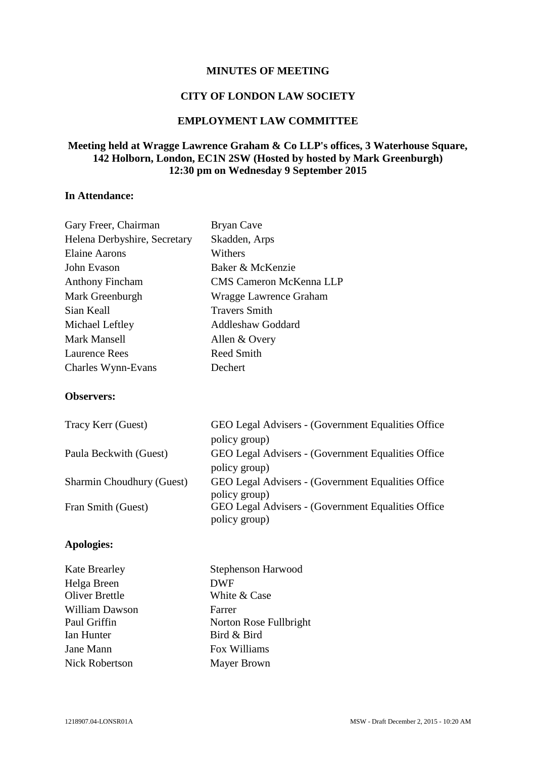**MINUTES OF MEETING**

**CITY OF LONDON LAW SOCIETY**

**EMPLOYMENT LAW COMMITTEE**

**Meeting held at Wragge Lawrence Graham & Co LLP's offices, 3 Waterhouse Square, 142 Holborn, London, EC1N 2SW (Hosted by hosted by Mark Greenburgh) 12:30 pm on Wednesday 9 September 2015**

**In Attendance:**

| | |
|---|---|
| Gary Freer, Chairman | Bryan Cave |
| Helena Derbyshire, Secretary | Skadden, Arps |
| Elaine Aarons | Withers |
| John Evason | Baker & McKenzie |
| Anthony Fincham | CMS Cameron McKenna LLP |
| Mark Greenburgh | Wragge Lawrence Graham |
| Sian Keall | Travers Smith |
| Michael Leftley | Addleshaw Goddard |
| Mark Mansell | Allen & Overy |
| Laurence Rees | Reed Smith |
| Charles Wynn-Evans | Dechert |

**Observers:**

| | |
|---|---|
| Tracy Kerr (Guest) | GEO Legal Advisers - (Government Equalities Office policy group) |
| Paula Beckwith (Guest) | GEO Legal Advisers - (Government Equalities Office policy group) |
| Sharmin Choudhury (Guest) | GEO Legal Advisers - (Government Equalities Office policy group) |
| Fran Smith (Guest) | GEO Legal Advisers - (Government Equalities Office policy group) |

**Apologies:**

| | |
|---|---|
| Kate Brearley | Stephenson Harwood |
| Helga Breen | DWF |
| Oliver Brettle | White & Case |
| William Dawson | Farrer |
| Paul Griffin | Norton Rose Fullbright |
| Ian Hunter | Bird & Bird |
| Jane Mann | Fox Williams |
| Nick Robertson | Mayer Brown |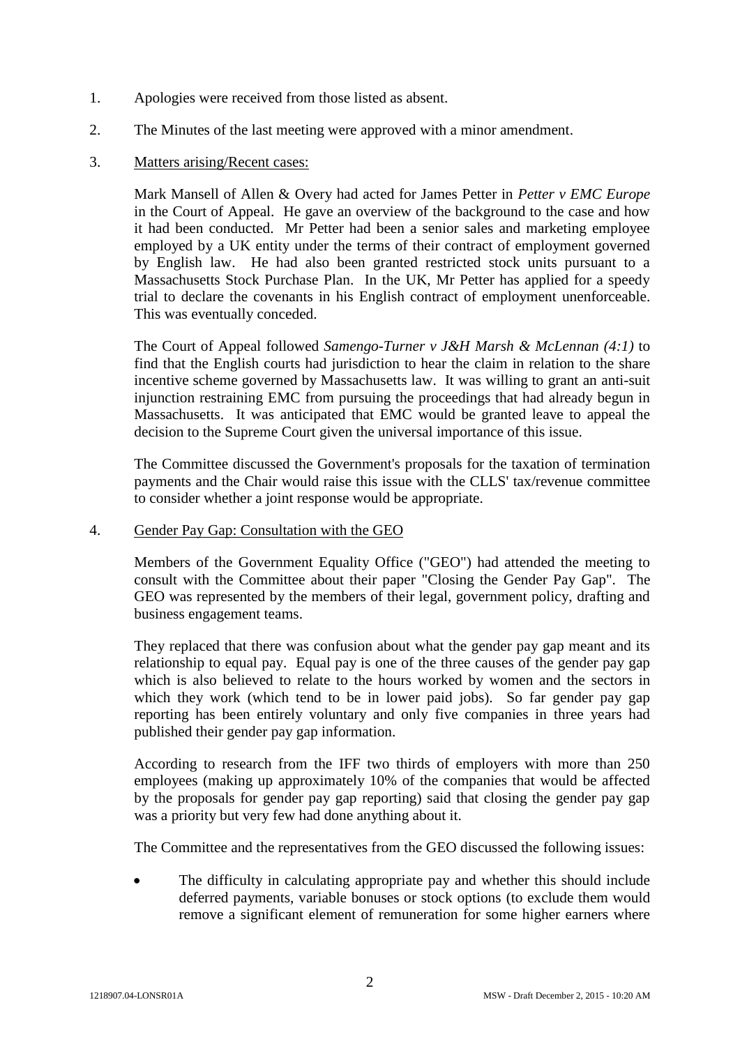1. Apologies were received from those listed as absent.

2. The Minutes of the last meeting were approved with a minor amendment.

3. Matters arising/Recent cases:

   Mark Mansell of Allen & Overy had acted for James Petter in *Petter v EMC Europe* in the Court of Appeal. He gave an overview of the background to the case and how it had been conducted. Mr Petter had been a senior sales and marketing employee employed by a UK entity under the terms of their contract of employment governed by English law. He had also been granted restricted stock units pursuant to a Massachusetts Stock Purchase Plan. In the UK, Mr Petter has applied for a speedy trial to declare the covenants in his English contract of employment unenforceable. This was eventually conceded.

   The Court of Appeal followed *Samengo-Turner v J&H Marsh & McLennan (4:1)* to find that the English courts had jurisdiction to hear the claim in relation to the share incentive scheme governed by Massachusetts law. It was willing to grant an anti-suit injunction restraining EMC from pursuing the proceedings that had already begun in Massachusetts. It was anticipated that EMC would be granted leave to appeal the decision to the Supreme Court given the universal importance of this issue.

   The Committee discussed the Government's proposals for the taxation of termination payments and the Chair would raise this issue with the CLLS' tax/revenue committee to consider whether a joint response would be appropriate.

4. Gender Pay Gap: Consultation with the GEO

   Members of the Government Equality Office ("GEO") had attended the meeting to consult with the Committee about their paper "Closing the Gender Pay Gap". The GEO was represented by the members of their legal, government policy, drafting and business engagement teams.

   They replaced that there was confusion about what the gender pay gap meant and its relationship to equal pay. Equal pay is one of the three causes of the gender pay gap which is also believed to relate to the hours worked by women and the sectors in which they work (which tend to be in lower paid jobs). So far gender pay gap reporting has been entirely voluntary and only five companies in three years had published their gender pay gap information.

   According to research from the IFF two thirds of employers with more than 250 employees (making up approximately 10% of the companies that would be affected by the proposals for gender pay gap reporting) said that closing the gender pay gap was a priority but very few had done anything about it.

   The Committee and the representatives from the GEO discussed the following issues:

   - The difficulty in calculating appropriate pay and whether this should include deferred payments, variable bonuses or stock options (to exclude them would remove a significant element of remuneration for some higher earners where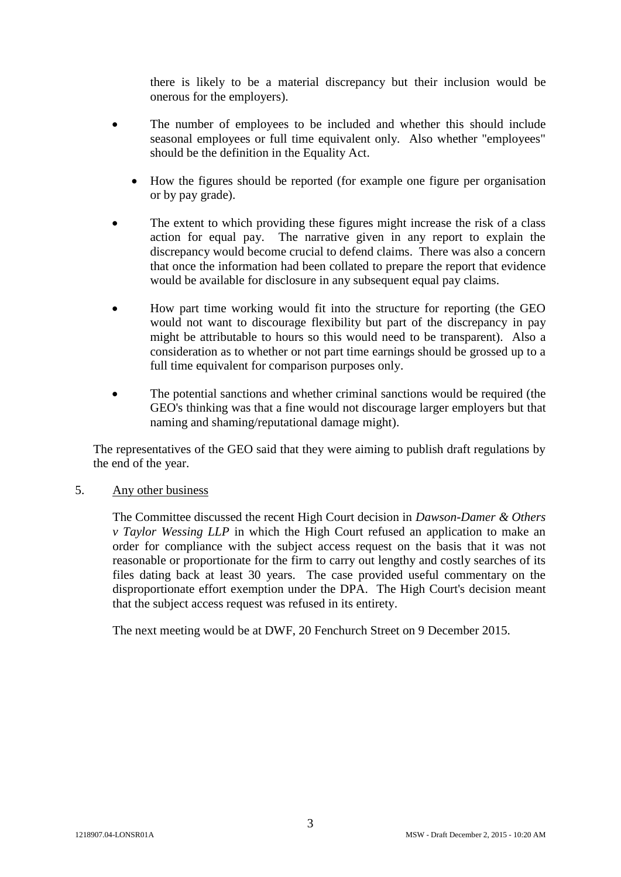there is likely to be a material discrepancy but their inclusion would be onerous for the employers).

- The number of employees to be included and whether this should include seasonal employees or full time equivalent only. Also whether "employees" should be the definition in the Equality Act.
  - How the figures should be reported (for example one figure per organisation or by pay grade).
- The extent to which providing these figures might increase the risk of a class action for equal pay. The narrative given in any report to explain the discrepancy would become crucial to defend claims. There was also a concern that once the information had been collated to prepare the report that evidence would be available for disclosure in any subsequent equal pay claims.
- How part time working would fit into the structure for reporting (the GEO would not want to discourage flexibility but part of the discrepancy in pay might be attributable to hours so this would need to be transparent). Also a consideration as to whether or not part time earnings should be grossed up to a full time equivalent for comparison purposes only.
- The potential sanctions and whether criminal sanctions would be required (the GEO's thinking was that a fine would not discourage larger employers but that naming and shaming/reputational damage might).

The representatives of the GEO said that they were aiming to publish draft regulations by the end of the year.

5. Any other business

The Committee discussed the recent High Court decision in *Dawson-Damer & Others v Taylor Wessing LLP* in which the High Court refused an application to make an order for compliance with the subject access request on the basis that it was not reasonable or proportionate for the firm to carry out lengthy and costly searches of its files dating back at least 30 years. The case provided useful commentary on the disproportionate effort exemption under the DPA. The High Court's decision meant that the subject access request was refused in its entirety.

The next meeting would be at DWF, 20 Fenchurch Street on 9 December 2015.